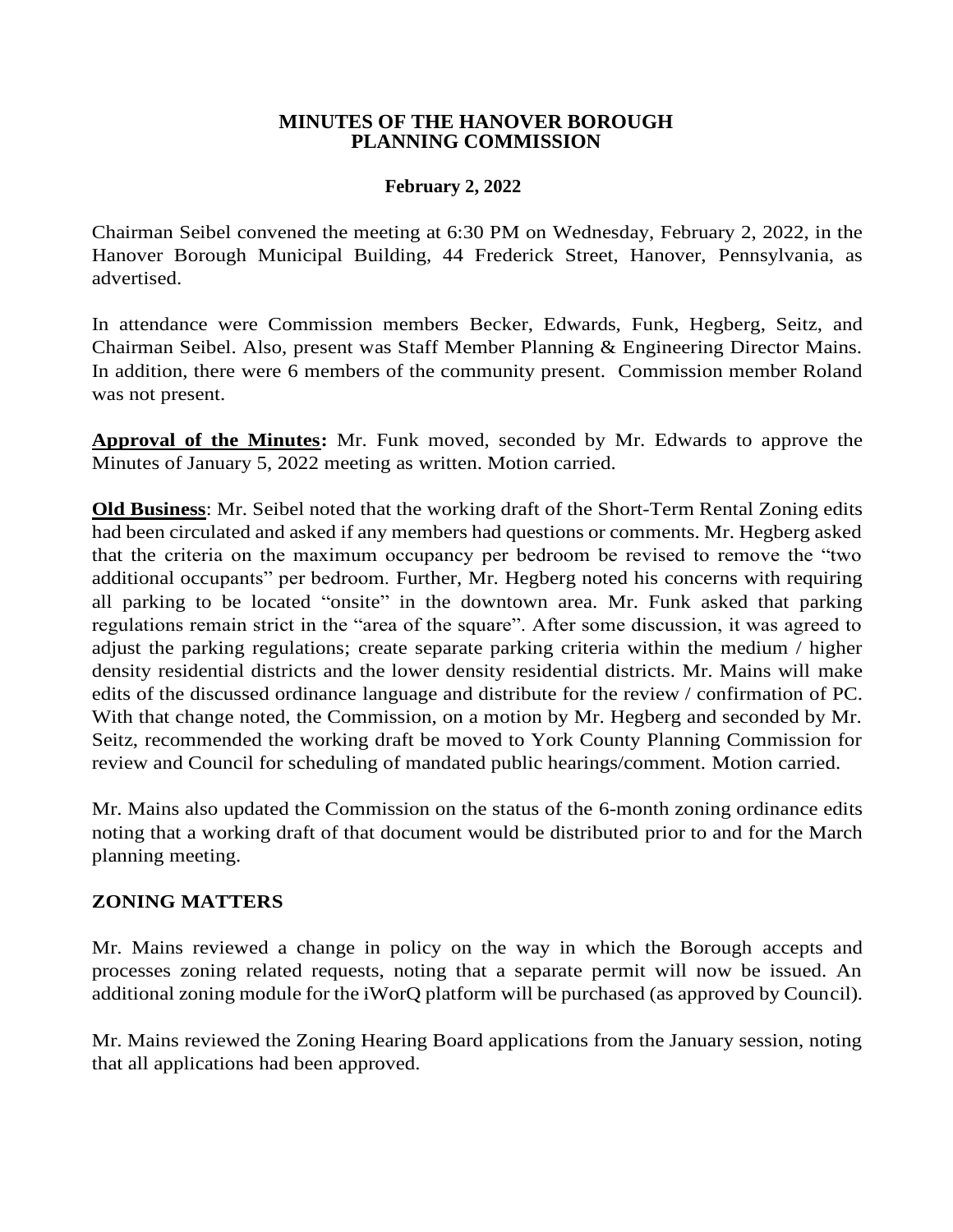# MINUTES OF THE HANOVER BOROUGH PLANNING COMMISSION

**February 2, 2022**

Chairman Seibel convened the meeting at 6:30 PM on Wednesday, February 2, 2022, in the Hanover Borough Municipal Building, 44 Frederick Street, Hanover, Pennsylvania, as advertised.

In attendance were Commission members Becker, Edwards, Funk, Hegberg, Seitz, and Chairman Seibel. Also, present was Staff Member Planning & Engineering Director Mains. In addition, there were 6 members of the community present. Commission member Roland was not present.

**Approval of the Minutes:** Mr. Funk moved, seconded by Mr. Edwards to approve the Minutes of January 5, 2022 meeting as written. Motion carried.

**Old Business**: Mr. Seibel noted that the working draft of the Short-Term Rental Zoning edits had been circulated and asked if any members had questions or comments. Mr. Hegberg asked that the criteria on the maximum occupancy per bedroom be revised to remove the "two additional occupants" per bedroom. Further, Mr. Hegberg noted his concerns with requiring all parking to be located "onsite" in the downtown area. Mr. Funk asked that parking regulations remain strict in the "area of the square". After some discussion, it was agreed to adjust the parking regulations; create separate parking criteria within the medium / higher density residential districts and the lower density residential districts. Mr. Mains will make edits of the discussed ordinance language and distribute for the review / confirmation of PC. With that change noted, the Commission, on a motion by Mr. Hegberg and seconded by Mr. Seitz, recommended the working draft be moved to York County Planning Commission for review and Council for scheduling of mandated public hearings/comment. Motion carried.

Mr. Mains also updated the Commission on the status of the 6-month zoning ordinance edits noting that a working draft of that document would be distributed prior to and for the March planning meeting.

## ZONING MATTERS

Mr. Mains reviewed a change in policy on the way in which the Borough accepts and processes zoning related requests, noting that a separate permit will now be issued. An additional zoning module for the iWorQ platform will be purchased (as approved by Council).

Mr. Mains reviewed the Zoning Hearing Board applications from the January session, noting that all applications had been approved.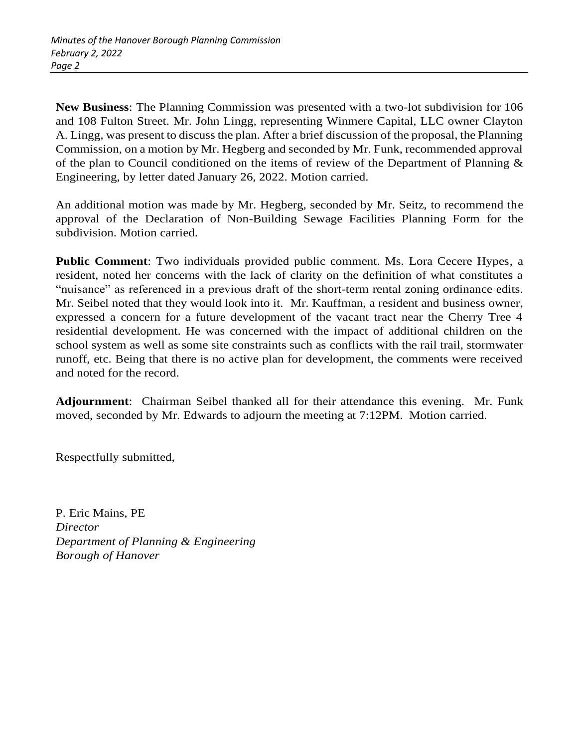**New Business**: The Planning Commission was presented with a two-lot subdivision for 106 and 108 Fulton Street. Mr. John Lingg, representing Winmere Capital, LLC owner Clayton A. Lingg, was present to discuss the plan. After a brief discussion of the proposal, the Planning Commission, on a motion by Mr. Hegberg and seconded by Mr. Funk, recommended approval of the plan to Council conditioned on the items of review of the Department of Planning & Engineering, by letter dated January 26, 2022. Motion carried.

An additional motion was made by Mr. Hegberg, seconded by Mr. Seitz, to recommend the approval of the Declaration of Non-Building Sewage Facilities Planning Form for the subdivision. Motion carried.

**Public Comment**: Two individuals provided public comment. Ms. Lora Cecere Hypes, a resident, noted her concerns with the lack of clarity on the definition of what constitutes a "nuisance" as referenced in a previous draft of the short-term rental zoning ordinance edits. Mr. Seibel noted that they would look into it. Mr. Kauffman, a resident and business owner, expressed a concern for a future development of the vacant tract near the Cherry Tree 4 residential development. He was concerned with the impact of additional children on the school system as well as some site constraints such as conflicts with the rail trail, stormwater runoff, etc. Being that there is no active plan for development, the comments were received and noted for the record.

**Adjournment**: Chairman Seibel thanked all for their attendance this evening. Mr. Funk moved, seconded by Mr. Edwards to adjourn the meeting at 7:12PM. Motion carried.

Respectfully submitted,

P. Eric Mains, PE
*Director*
*Department of Planning & Engineering*
*Borough of Hanover*